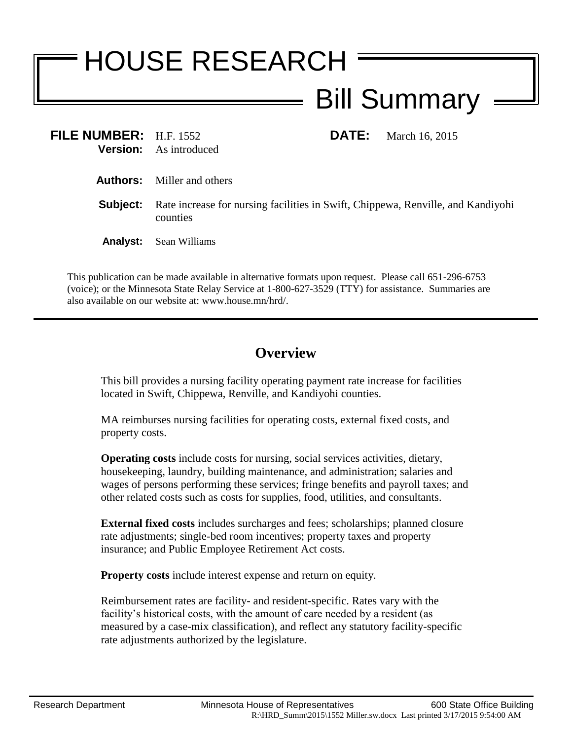# HOUSE RESEARCH

## Bill Summary

**FILE NUMBER:** H.F. 1552 **DATE:** March 16, 2015

**Version:** As introduced

**Authors:** Miller and others

**Subject:** Rate increase for nursing facilities in Swift, Chippewa, Renville, and Kandiyohi counties

**Analyst:** Sean Williams

This publication can be made available in alternative formats upon request. Please call 651-296-6753 (voice); or the Minnesota State Relay Service at 1-800-627-3529 (TTY) for assistance. Summaries are also available on our website at: www.house.mn/hrd/.

---

## Overview

This bill provides a nursing facility operating payment rate increase for facilities located in Swift, Chippewa, Renville, and Kandiyohi counties.

MA reimburses nursing facilities for operating costs, external fixed costs, and property costs.

**Operating costs** include costs for nursing, social services activities, dietary, housekeeping, laundry, building maintenance, and administration; salaries and wages of persons performing these services; fringe benefits and payroll taxes; and other related costs such as costs for supplies, food, utilities, and consultants.

**External fixed costs** includes surcharges and fees; scholarships; planned closure rate adjustments; single-bed room incentives; property taxes and property insurance; and Public Employee Retirement Act costs.

**Property costs** include interest expense and return on equity.

Reimbursement rates are facility- and resident-specific. Rates vary with the facility's historical costs, with the amount of care needed by a resident (as measured by a case-mix classification), and reflect any statutory facility-specific rate adjustments authorized by the legislature.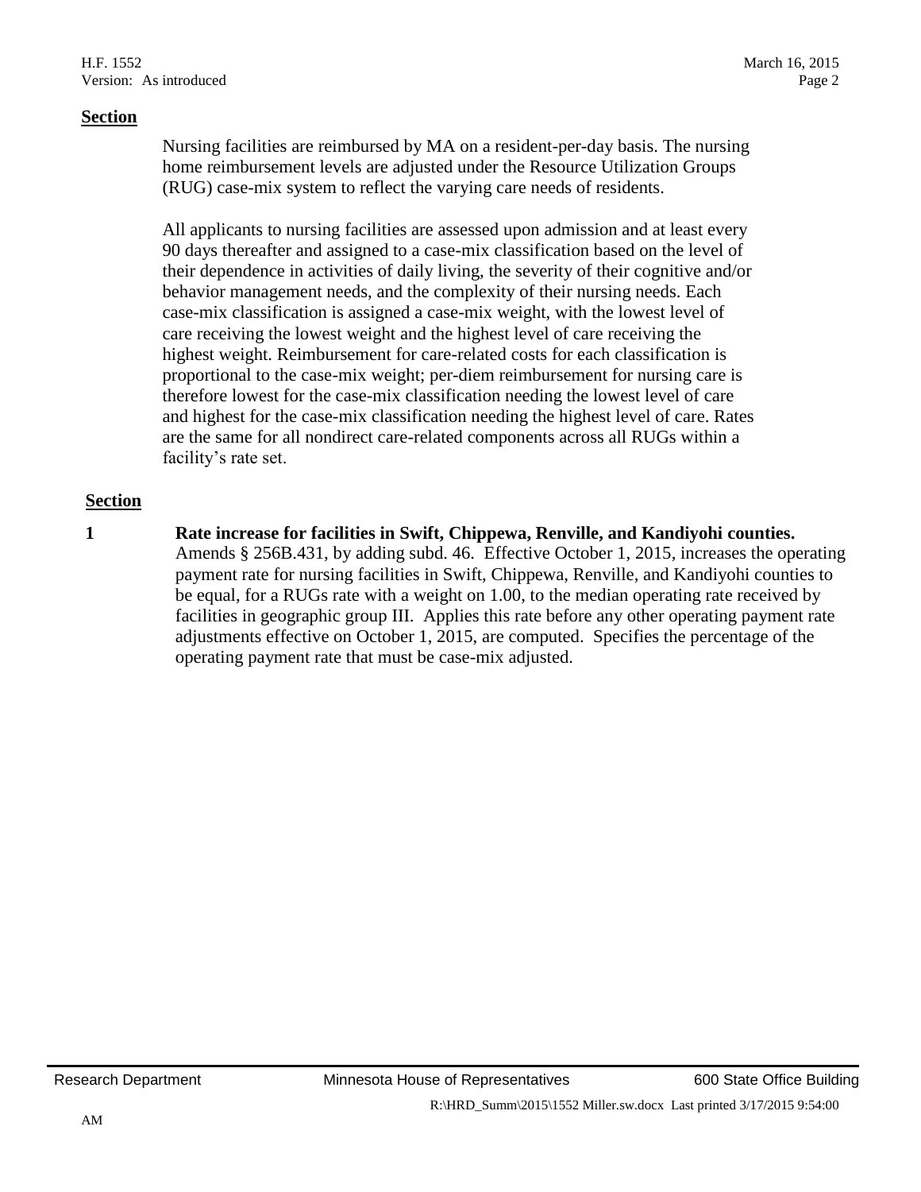**Section**

Nursing facilities are reimbursed by MA on a resident-per-day basis. The nursing home reimbursement levels are adjusted under the Resource Utilization Groups (RUG) case-mix system to reflect the varying care needs of residents.

All applicants to nursing facilities are assessed upon admission and at least every 90 days thereafter and assigned to a case-mix classification based on the level of their dependence in activities of daily living, the severity of their cognitive and/or behavior management needs, and the complexity of their nursing needs. Each case-mix classification is assigned a case-mix weight, with the lowest level of care receiving the lowest weight and the highest level of care receiving the highest weight. Reimbursement for care-related costs for each classification is proportional to the case-mix weight; per-diem reimbursement for nursing care is therefore lowest for the case-mix classification needing the lowest level of care and highest for the case-mix classification needing the highest level of care. Rates are the same for all nondirect care-related components across all RUGs within a facility's rate set.

**Section**

**1 Rate increase for facilities in Swift, Chippewa, Renville, and Kandiyohi counties.** Amends § 256B.431, by adding subd. 46. Effective October 1, 2015, increases the operating payment rate for nursing facilities in Swift, Chippewa, Renville, and Kandiyohi counties to be equal, for a RUGs rate with a weight on 1.00, to the median operating rate received by facilities in geographic group III. Applies this rate before any other operating payment rate adjustments effective on October 1, 2015, are computed. Specifies the percentage of the operating payment rate that must be case-mix adjusted.